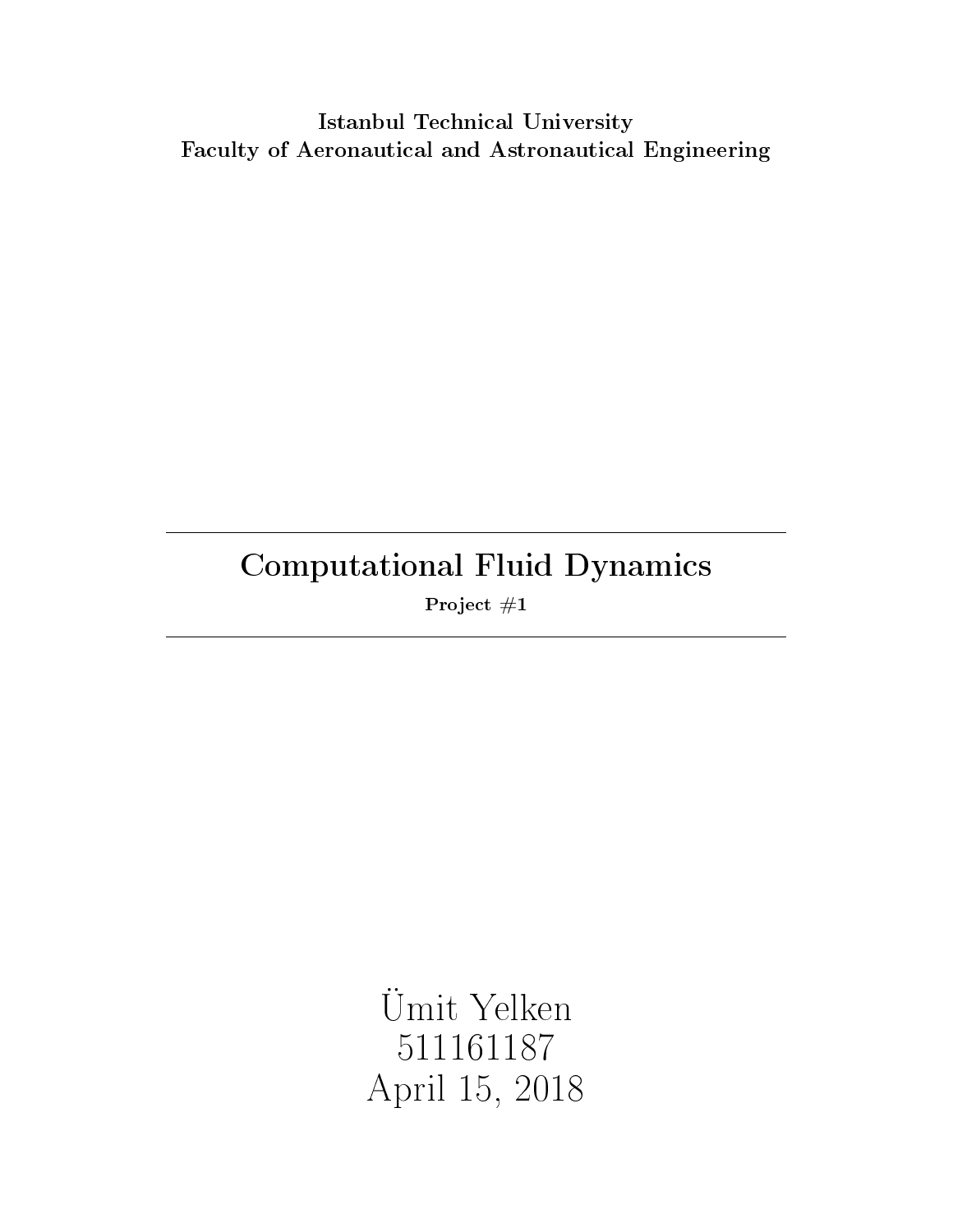**Istanbul Technical University**
**Faculty of Aeronautical and Astronautical Engineering**

---

# Computational Fluid Dynamics

**Project #1**

---

Ümit Yelken
511161187
April 15, 2018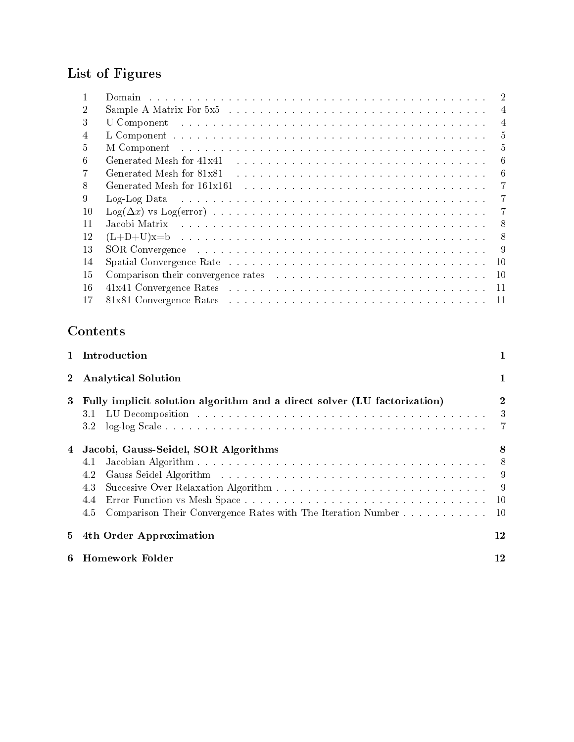# List of Figures

| | | |
|---|---|---|
| 1 | Domain | 2 |
| 2 | Sample A Matrix For 5x5 | 4 |
| 3 | U Component | 4 |
| 4 | L Component | 5 |
| 5 | M Component | 5 |
| 6 | Generated Mesh for 41x41 | 6 |
| 7 | Generated Mesh for 81x81 | 6 |
| 8 | Generated Mesh for 161x161 | 7 |
| 9 | Log-Log Data | 7 |
| 10 | Log($\Delta x$) vs Log(error) | 7 |
| 11 | Jacobi Matrix | 8 |
| 12 | (L+D+U)x=b | 8 |
| 13 | SOR Convergence | 9 |
| 14 | Spatial Convergence Rate | 10 |
| 15 | Comparison their convergence rates | 10 |
| 16 | 41x41 Convergence Rates | 11 |
| 17 | 81x81 Convergence Rates | 11 |

# Contents

| | | |
|---|---|---|
| **1** | **Introduction** | **1** |
| **2** | **Analytical Solution** | **1** |
| **3** | **Fully implicit solution algorithm and a direct solver (LU factorization)** | **2** |
| 3.1 | LU Decomposition | 3 |
| 3.2 | log-log Scale | 7 |
| **4** | **Jacobi, Gauss-Seidel, SOR Algorithms** | **8** |
| 4.1 | Jacobian Algorithm | 8 |
| 4.2 | Gauss Seidel Algorithm | 9 |
| 4.3 | Succesive Over Relaxation Algorithm | 9 |
| 4.4 | Error Function vs Mesh Space | 10 |
| 4.5 | Comparison Their Convergence Rates with The Iteration Number | 10 |
| **5** | **4th Order Approximation** | **12** |
| **6** | **Homework Folder** | **12** |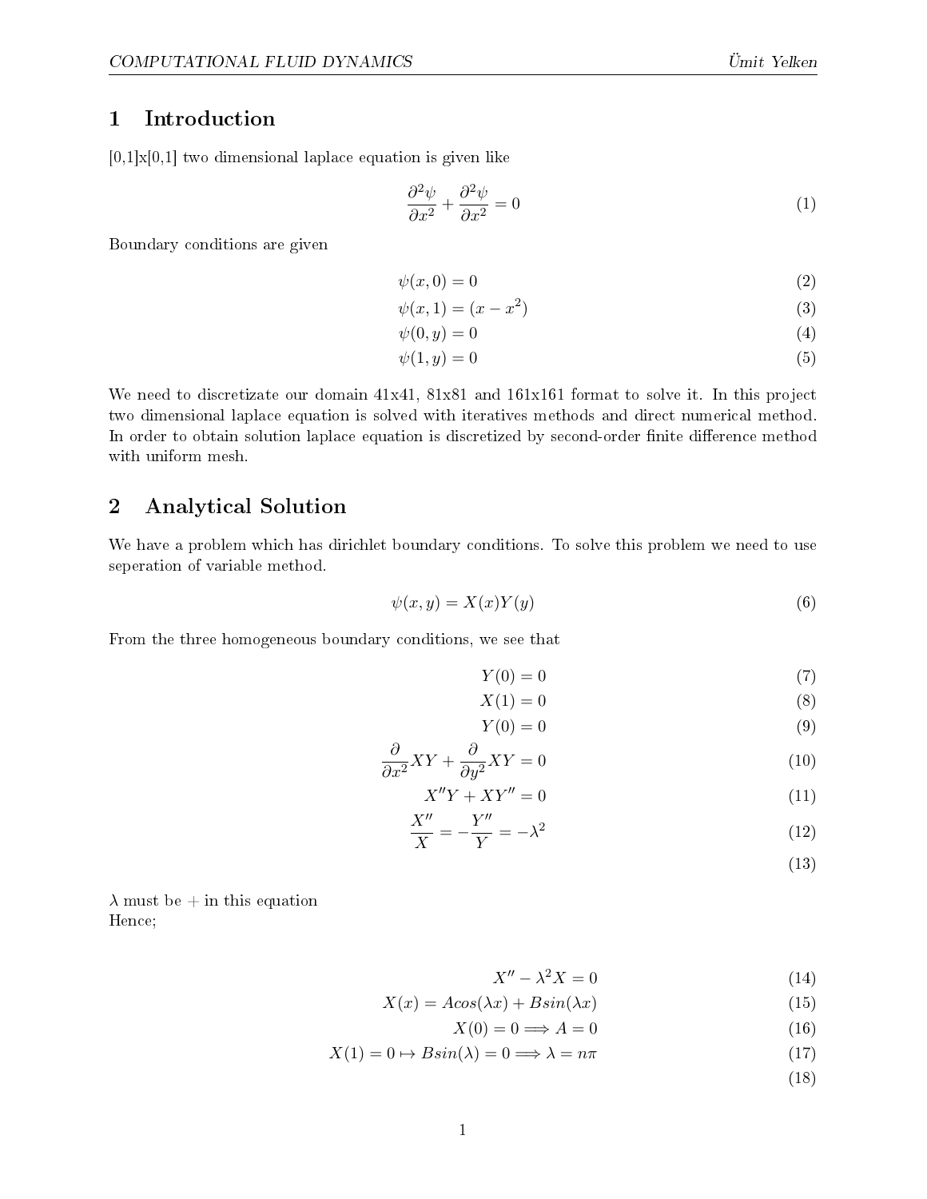# 1 Introduction

[0,1]x[0,1] two dimensional laplace equation is given like

$$\frac{\partial^2 \psi}{\partial x^2} + \frac{\partial^2 \psi}{\partial x^2} = 0 \tag{1}$$

Boundary conditions are given

$$\psi(x, 0) = 0 \tag{2}$$
$$\psi(x, 1) = (x - x^2) \tag{3}$$
$$\psi(0, y) = 0 \tag{4}$$
$$\psi(1, y) = 0 \tag{5}$$

We need to discretizate our domain 41x41, 81x81 and 161x161 format to solve it. In this project two dimensional laplace equation is solved with iteratives methods and direct numerical method. In order to obtain solution laplace equation is discretized by second-order finite difference method with uniform mesh.

# 2 Analytical Solution

We have a problem which has dirichlet boundary conditions. To solve this problem we need to use seperation of variable method.

$$\psi(x, y) = X(x)Y(y) \tag{6}$$

From the three homogeneous boundary conditions, we see that

$$Y(0) = 0 \tag{7}$$
$$X(1) = 0 \tag{8}$$
$$Y(0) = 0 \tag{9}$$
$$\frac{\partial}{\partial x^2} XY + \frac{\partial}{\partial y^2} XY = 0 \tag{10}$$
$$X''Y + XY'' = 0 \tag{11}$$
$$\frac{X''}{X} = -\frac{Y''}{Y} = -\lambda^2 \tag{12}$$
$$\tag{13}$$

$\lambda$ must be + in this equation
Hence;

$$X'' - \lambda^2 X = 0 \tag{14}$$
$$X(x) = Acos(\lambda x) + Bsin(\lambda x) \tag{15}$$
$$X(0) = 0 \Longrightarrow A = 0 \tag{16}$$
$$X(1) = 0 \mapsto Bsin(\lambda) = 0 \Longrightarrow \lambda = n\pi \tag{17}$$
$$\tag{18}$$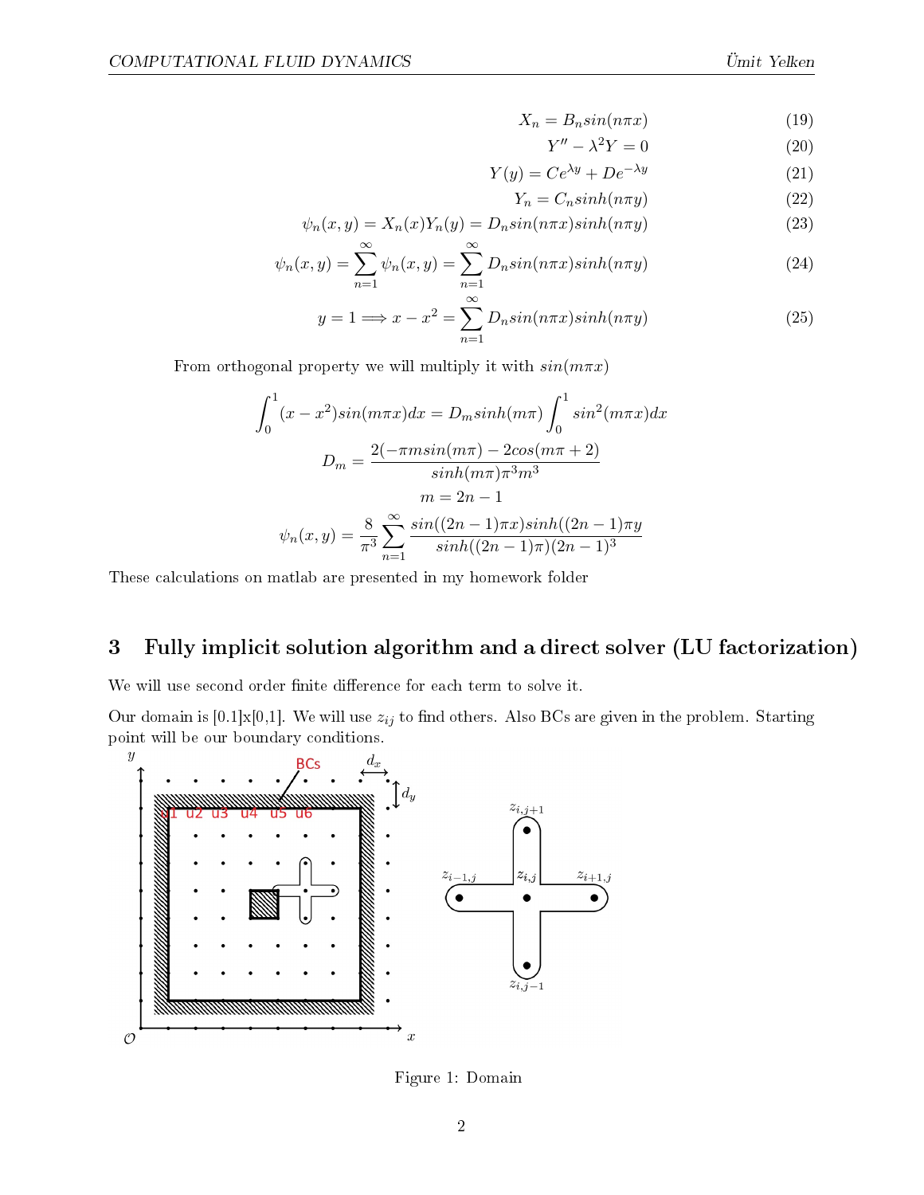$$X_n = B_n sin(n\pi x) \tag{19}$$

$$Y'' - \lambda^2 Y = 0 \tag{20}$$

$$Y(y) = Ce^{\lambda y} + De^{-\lambda y} \tag{21}$$

$$Y_n = C_n sinh(n\pi y) \tag{22}$$

$$\psi_n(x,y) = X_n(x)Y_n(y) = D_n sin(n\pi x) sinh(n\pi y) \tag{23}$$

$$\psi_n(x,y) = \sum_{n=1}^{\infty} \psi_n(x,y) = \sum_{n=1}^{\infty} D_n sin(n\pi x) sinh(n\pi y) \tag{24}$$

$$y = 1 \Longrightarrow x - x^2 = \sum_{n=1}^{\infty} D_n sin(n\pi x) sinh(n\pi y) \tag{25}$$

From orthogonal property we will multiply it with $sin(m\pi x)$

$$\int_0^1 (x - x^2) sin(m\pi x) dx = D_m sinh(m\pi) \int_0^1 sin^2(m\pi x) dx$$

$$D_m = \frac{2(-\pi m sin(m\pi) - 2cos(m\pi + 2)}{sinh(m\pi)\pi^3 m^3}$$

$$m = 2n - 1$$

$$\psi_n(x,y) = \frac{8}{\pi^3} \sum_{n=1}^{\infty} \frac{sin((2n-1)\pi x) sinh((2n-1)\pi y}{sinh((2n-1)\pi)(2n-1)^3}$$

These calculations on matlab are presented in my homework folder

## 3 Fully implicit solution algorithm and a direct solver (LU factorization)

We will use second order finite difference for each term to solve it.

Our domain is [0.1]x[0,1]. We will use $z_{ij}$ to find others. Also BCs are given in the problem. Starting point will be our boundary conditions.

Figure 1: Domain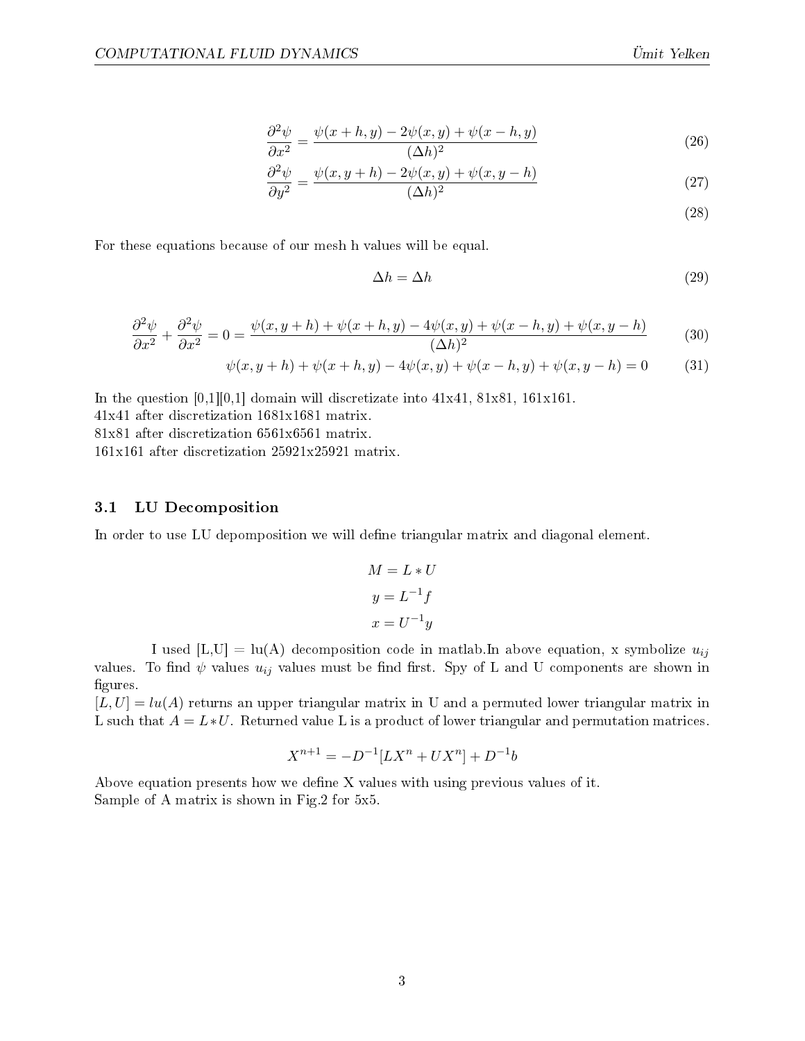$$\frac{\partial^2 \psi}{\partial x^2} = \frac{\psi(x+h,y) - 2\psi(x,y) + \psi(x-h,y)}{(\Delta h)^2} \tag{26}$$

$$\frac{\partial^2 \psi}{\partial y^2} = \frac{\psi(x,y+h) - 2\psi(x,y) + \psi(x,y-h)}{(\Delta h)^2} \tag{27}$$

$$\tag{28}$$

For these equations because of our mesh h values will be equal.

$$\Delta h = \Delta h \tag{29}$$

$$\frac{\partial^2 \psi}{\partial x^2} + \frac{\partial^2 \psi}{\partial x^2} = 0 = \frac{\psi(x,y+h) + \psi(x+h,y) - 4\psi(x,y) + \psi(x-h,y) + \psi(x,y-h)}{(\Delta h)^2} \tag{30}$$

$$\psi(x,y+h) + \psi(x+h,y) - 4\psi(x,y) + \psi(x-h,y) + \psi(x,y-h) = 0 \tag{31}$$

In the question [0,1][0,1] domain will discretizate into 41x41, 81x81, 161x161.
41x41 after discretization 1681x1681 matrix.
81x81 after discretization 6561x6561 matrix.
161x161 after discretization 25921x25921 matrix.

### 3.1 LU Decomposition

In order to use LU depomposition we will define triangular matrix and diagonal element.

$$M = L * U$$

$$y = L^{-1} f$$

$$x = U^{-1} y$$

I used [L,U] = lu(A) decomposition code in matlab.In above equation, x symbolize $u_{ij}$ values. To find $\psi$ values $u_{ij}$ values must be find first. Spy of L and U components are shown in figures.
$[L, U] = lu(A)$ returns an upper triangular matrix in U and a permuted lower triangular matrix in L such that $A = L * U$. Returned value L is a product of lower triangular and permutation matrices.

$$X^{n+1} = -D^{-1}[LX^n + UX^n] + D^{-1}b$$

Above equation presents how we define X values with using previous values of it.
Sample of A matrix is shown in Fig.2 for 5x5.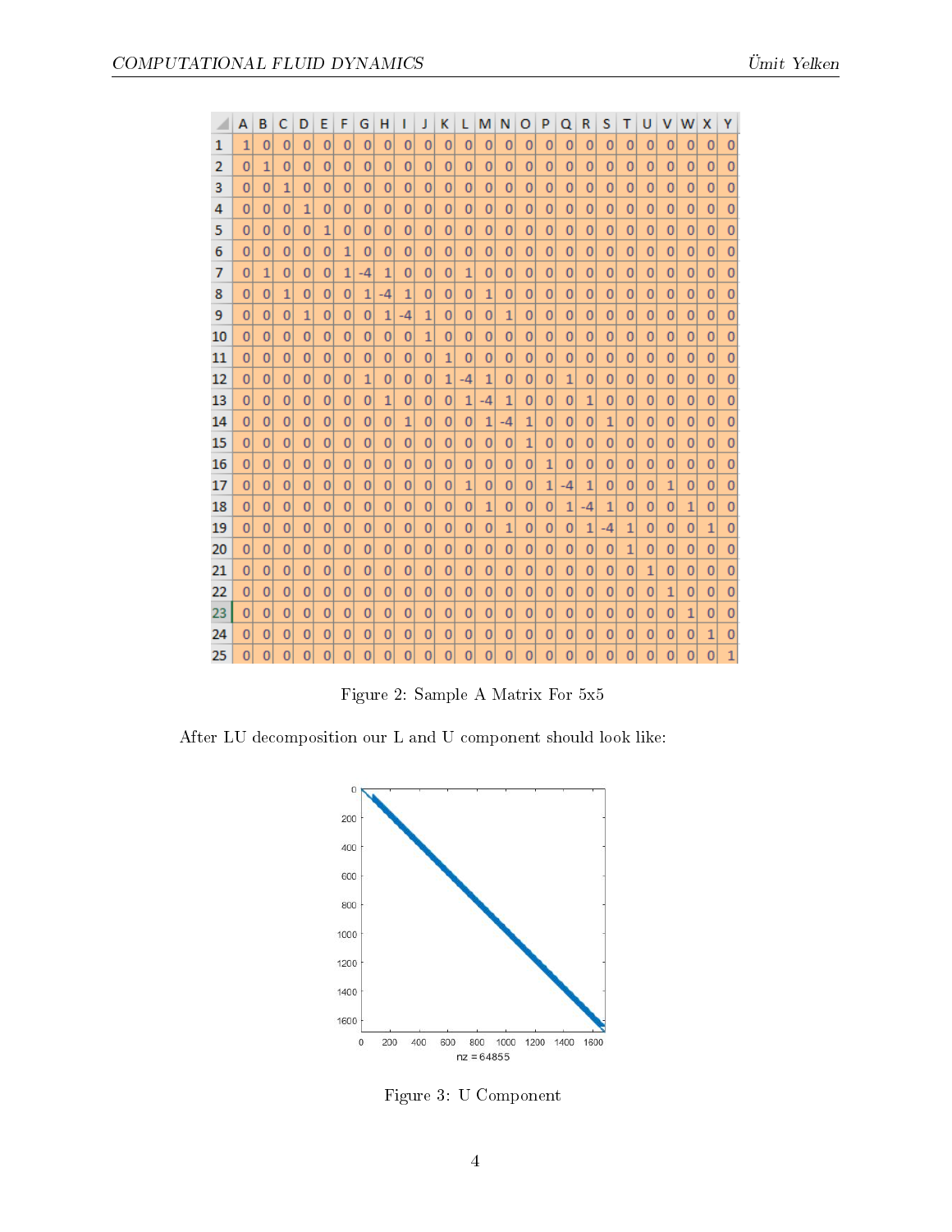| | A | B | C | D | E | F | G | H | I | J | K | L | M | N | O | P | Q | R | S | T | U | V | W | X | Y |
|---|---|---|---|---|---|---|---|---|---|---|---|---|---|---|---|---|---|---|---|---|---|---|---|---|---|
| 1 | 1 | 0 | 0 | 0 | 0 | 0 | 0 | 0 | 0 | 0 | 0 | 0 | 0 | 0 | 0 | 0 | 0 | 0 | 0 | 0 | 0 | 0 | 0 | 0 | 0 |
| 2 | 0 | 1 | 0 | 0 | 0 | 0 | 0 | 0 | 0 | 0 | 0 | 0 | 0 | 0 | 0 | 0 | 0 | 0 | 0 | 0 | 0 | 0 | 0 | 0 | 0 |
| 3 | 0 | 0 | 1 | 0 | 0 | 0 | 0 | 0 | 0 | 0 | 0 | 0 | 0 | 0 | 0 | 0 | 0 | 0 | 0 | 0 | 0 | 0 | 0 | 0 | 0 |
| 4 | 0 | 0 | 0 | 1 | 0 | 0 | 0 | 0 | 0 | 0 | 0 | 0 | 0 | 0 | 0 | 0 | 0 | 0 | 0 | 0 | 0 | 0 | 0 | 0 | 0 |
| 5 | 0 | 0 | 0 | 0 | 1 | 0 | 0 | 0 | 0 | 0 | 0 | 0 | 0 | 0 | 0 | 0 | 0 | 0 | 0 | 0 | 0 | 0 | 0 | 0 | 0 |
| 6 | 0 | 0 | 0 | 0 | 0 | 1 | 0 | 0 | 0 | 0 | 0 | 0 | 0 | 0 | 0 | 0 | 0 | 0 | 0 | 0 | 0 | 0 | 0 | 0 | 0 |
| 7 | 0 | 1 | 0 | 0 | 0 | 1 | -4 | 1 | 0 | 0 | 0 | 1 | 0 | 0 | 0 | 0 | 0 | 0 | 0 | 0 | 0 | 0 | 0 | 0 | 0 |
| 8 | 0 | 0 | 1 | 0 | 0 | 0 | 1 | -4 | 1 | 0 | 0 | 0 | 1 | 0 | 0 | 0 | 0 | 0 | 0 | 0 | 0 | 0 | 0 | 0 | 0 |
| 9 | 0 | 0 | 0 | 1 | 0 | 0 | 0 | 1 | -4 | 1 | 0 | 0 | 0 | 1 | 0 | 0 | 0 | 0 | 0 | 0 | 0 | 0 | 0 | 0 | 0 |
| 10 | 0 | 0 | 0 | 0 | 0 | 0 | 0 | 0 | 0 | 1 | 0 | 0 | 0 | 0 | 0 | 0 | 0 | 0 | 0 | 0 | 0 | 0 | 0 | 0 | 0 |
| 11 | 0 | 0 | 0 | 0 | 0 | 0 | 0 | 0 | 0 | 0 | 1 | 0 | 0 | 0 | 0 | 0 | 0 | 0 | 0 | 0 | 0 | 0 | 0 | 0 | 0 |
| 12 | 0 | 0 | 0 | 0 | 0 | 0 | 1 | 0 | 0 | 0 | 1 | -4 | 1 | 0 | 0 | 0 | 1 | 0 | 0 | 0 | 0 | 0 | 0 | 0 | 0 |
| 13 | 0 | 0 | 0 | 0 | 0 | 0 | 0 | 1 | 0 | 0 | 0 | 1 | -4 | 1 | 0 | 0 | 0 | 1 | 0 | 0 | 0 | 0 | 0 | 0 | 0 |
| 14 | 0 | 0 | 0 | 0 | 0 | 0 | 0 | 0 | 1 | 0 | 0 | 0 | 1 | -4 | 1 | 0 | 0 | 0 | 1 | 0 | 0 | 0 | 0 | 0 | 0 |
| 15 | 0 | 0 | 0 | 0 | 0 | 0 | 0 | 0 | 0 | 0 | 0 | 0 | 0 | 0 | 1 | 0 | 0 | 0 | 0 | 0 | 0 | 0 | 0 | 0 | 0 |
| 16 | 0 | 0 | 0 | 0 | 0 | 0 | 0 | 0 | 0 | 0 | 0 | 0 | 0 | 0 | 0 | 1 | 0 | 0 | 0 | 0 | 0 | 0 | 0 | 0 | 0 |
| 17 | 0 | 0 | 0 | 0 | 0 | 0 | 0 | 0 | 0 | 0 | 0 | 1 | 0 | 0 | 0 | 1 | -4 | 1 | 0 | 0 | 0 | 1 | 0 | 0 | 0 |
| 18 | 0 | 0 | 0 | 0 | 0 | 0 | 0 | 0 | 0 | 0 | 0 | 0 | 1 | 0 | 0 | 0 | 1 | -4 | 1 | 0 | 0 | 0 | 1 | 0 | 0 |
| 19 | 0 | 0 | 0 | 0 | 0 | 0 | 0 | 0 | 0 | 0 | 0 | 0 | 0 | 1 | 0 | 0 | 0 | 1 | -4 | 1 | 0 | 0 | 0 | 1 | 0 |
| 20 | 0 | 0 | 0 | 0 | 0 | 0 | 0 | 0 | 0 | 0 | 0 | 0 | 0 | 0 | 0 | 0 | 0 | 0 | 0 | 1 | 0 | 0 | 0 | 0 | 0 |
| 21 | 0 | 0 | 0 | 0 | 0 | 0 | 0 | 0 | 0 | 0 | 0 | 0 | 0 | 0 | 0 | 0 | 0 | 0 | 0 | 0 | 1 | 0 | 0 | 0 | 0 |
| 22 | 0 | 0 | 0 | 0 | 0 | 0 | 0 | 0 | 0 | 0 | 0 | 0 | 0 | 0 | 0 | 0 | 0 | 0 | 0 | 0 | 0 | 1 | 0 | 0 | 0 |
| 23 | 0 | 0 | 0 | 0 | 0 | 0 | 0 | 0 | 0 | 0 | 0 | 0 | 0 | 0 | 0 | 0 | 0 | 0 | 0 | 0 | 0 | 0 | 1 | 0 | 0 |
| 24 | 0 | 0 | 0 | 0 | 0 | 0 | 0 | 0 | 0 | 0 | 0 | 0 | 0 | 0 | 0 | 0 | 0 | 0 | 0 | 0 | 0 | 0 | 0 | 1 | 0 |
| 25 | 0 | 0 | 0 | 0 | 0 | 0 | 0 | 0 | 0 | 0 | 0 | 0 | 0 | 0 | 0 | 0 | 0 | 0 | 0 | 0 | 0 | 0 | 0 | 0 | 1 |

Figure 2: Sample A Matrix For 5x5

After LU decomposition our L and U component should look like:

Figure 3: U Component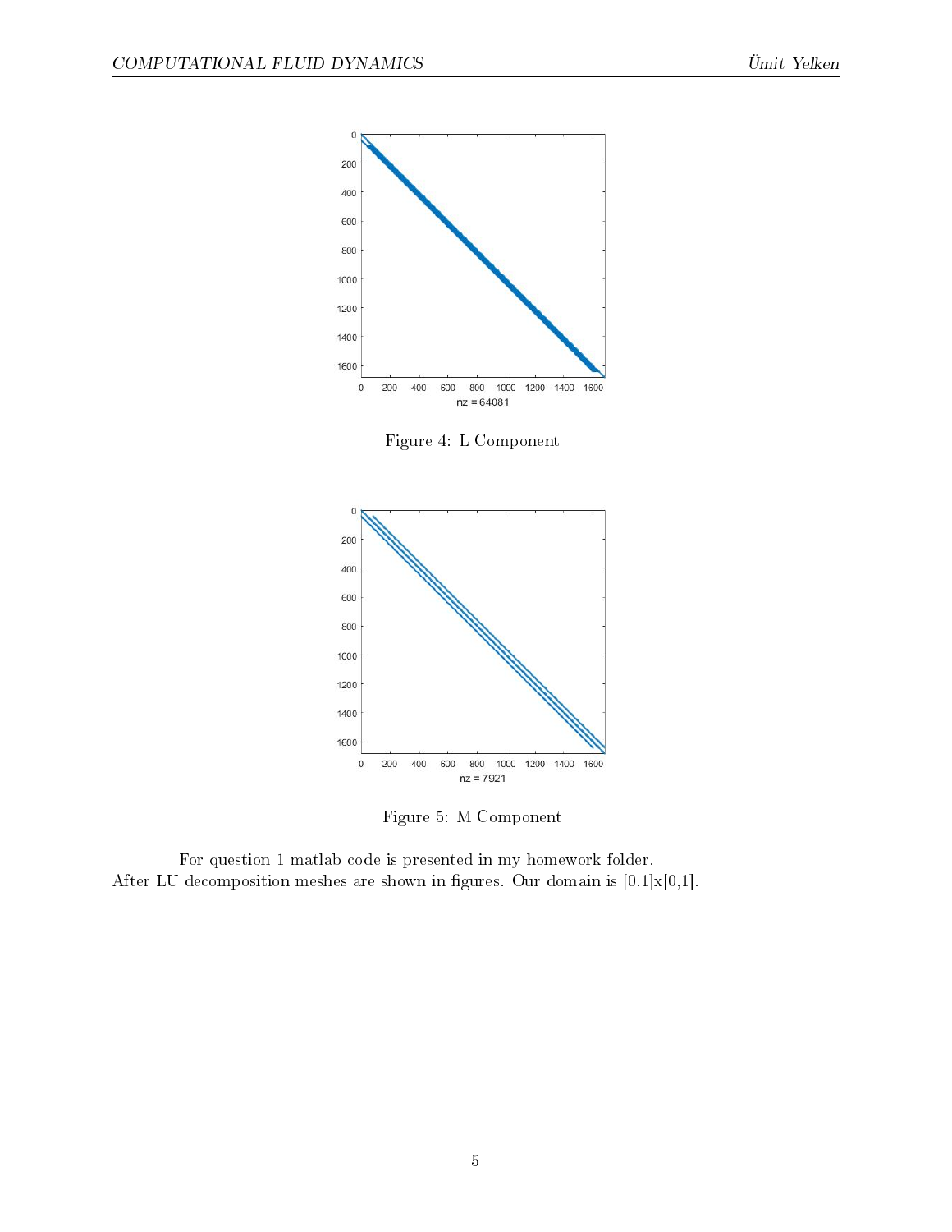Figure 4: L Component

Figure 5: M Component

For question 1 matlab code is presented in my homework folder.
After LU decomposition meshes are shown in figures. Our domain is [0.1]x[0,1].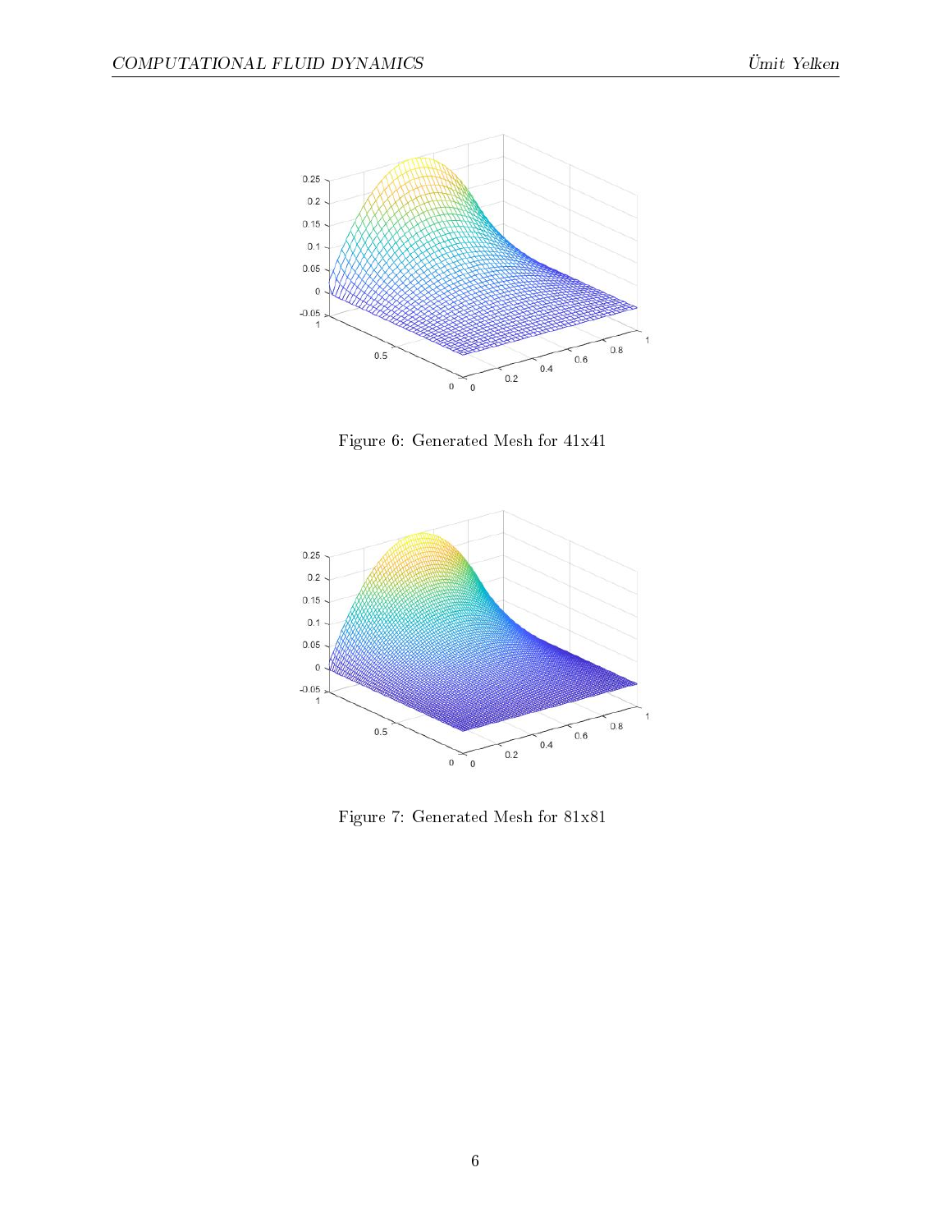Figure 6: Generated Mesh for 41x41

Figure 7: Generated Mesh for 81x81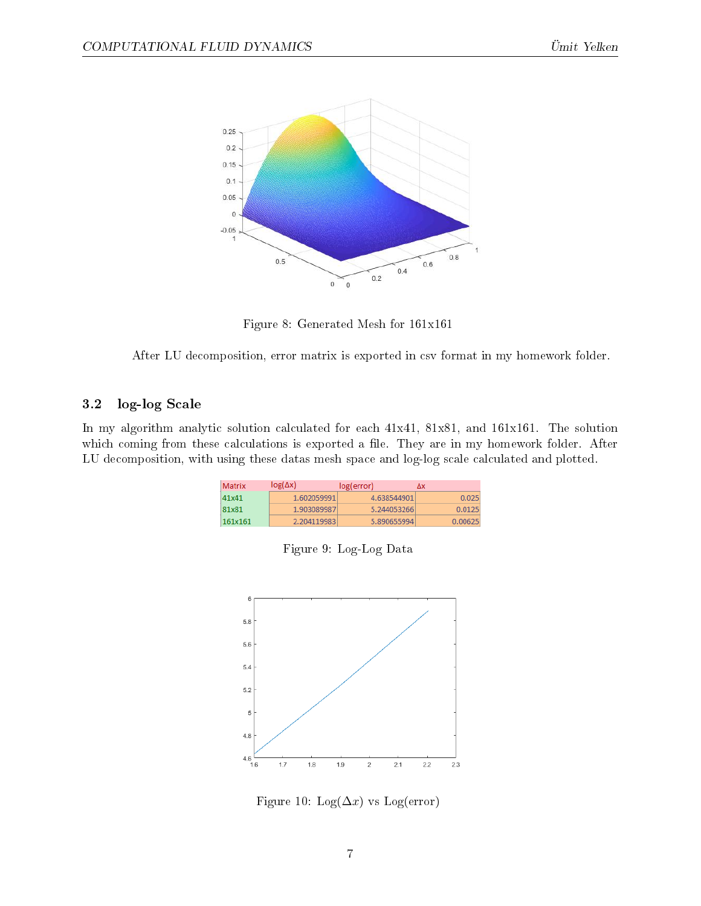Figure 8: Generated Mesh for 161x161

After LU decomposition, error matrix is exported in csv format in my homework folder.

### 3.2 log-log Scale

In my algorithm analytic solution calculated for each 41x41, 81x81, and 161x161. The solution which coming from these calculations is exported a file. They are in my homework folder. After LU decomposition, with using these datas mesh space and log-log scale calculated and plotted.

| Matrix | log(Δx) | log(error) | Δx |
|---|---|---|---|
| 41x41 | 1.602059991 | 4.638544901 | 0.025 |
| 81x81 | 1.903089987 | 5.244053266 | 0.0125 |
| 161x161 | 2.204119983 | 5.890655994 | 0.00625 |

Figure 9: Log-Log Data

Figure 10: Log($\Delta x$) vs Log(error)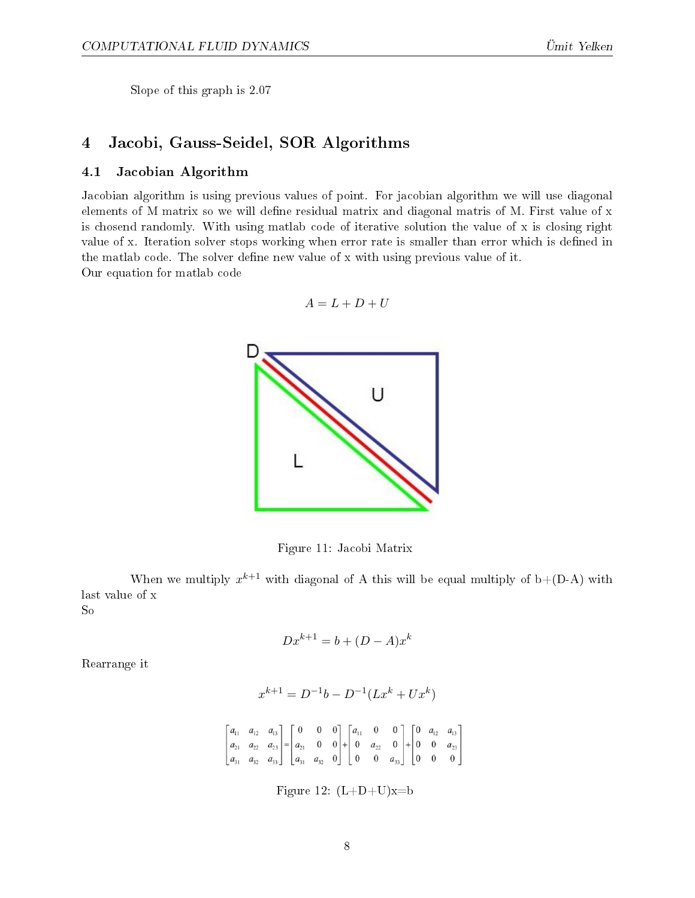Slope of this graph is 2.07

# 4 Jacobi, Gauss-Seidel, SOR Algorithms

## 4.1 Jacobian Algorithm

Jacobian algorithm is using previous values of point. For jacobian algorithm we will use diagonal elements of M matrix so we will define residual matrix and diagonal matris of M. First value of x is chosend randomly. With using matlab code of iterative solution the value of x is closing right value of x. Iteration solver stops working when error rate is smaller than error which is defined in the matlab code. The solver define new value of x with using previous value of it.
Our equation for matlab code

$$A = L + D + U$$

Figure 11: Jacobi Matrix

When we multiply $x^{k+1}$ with diagonal of A this will be equal multiply of b+(D-A) with last value of x
So

$$Dx^{k+1} = b + (D - A)x^k$$

Rearrange it

$$x^{k+1} = D^{-1}b - D^{-1}(Lx^k + Ux^k)$$

$$\begin{bmatrix} a_{11} & a_{12} & a_{13} \\ a_{21} & a_{22} & a_{23} \\ a_{31} & a_{32} & a_{33} \end{bmatrix} = \begin{bmatrix} 0 & 0 & 0 \\ a_{21} & 0 & 0 \\ a_{31} & a_{32} & 0 \end{bmatrix} + \begin{bmatrix} a_{11} & 0 & 0 \\ 0 & a_{22} & 0 \\ 0 & 0 & a_{33} \end{bmatrix} + \begin{bmatrix} 0 & a_{12} & a_{13} \\ 0 & 0 & a_{23} \\ 0 & 0 & 0 \end{bmatrix}$$

Figure 12: (L+D+U)x=b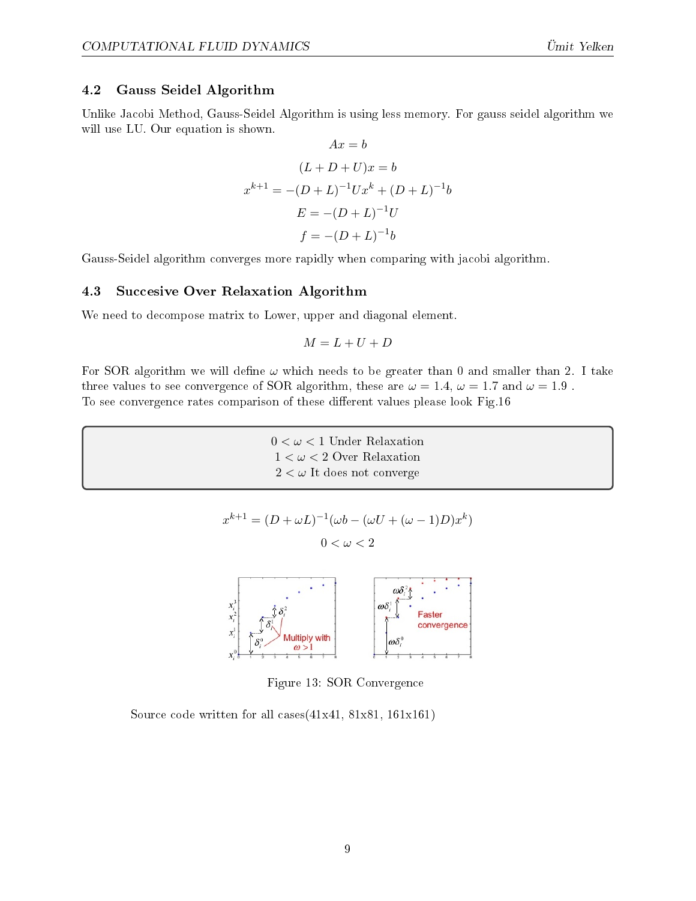### 4.2 Gauss Seidel Algorithm

Unlike Jacobi Method, Gauss-Seidel Algorithm is using less memory. For gauss seidel algorithm we will use LU. Our equation is shown.

$$Ax = b$$

$$(L + D + U)x = b$$

$$x^{k+1} = -(D + L)^{-1}Ux^k + (D + L)^{-1}b$$

$$E = -(D + L)^{-1}U$$

$$f = -(D + L)^{-1}b$$

Gauss-Seidel algorithm converges more rapidly when comparing with jacobi algorithm.

### 4.3 Succesive Over Relaxation Algorithm

We need to decompose matrix to Lower, upper and diagonal element.

$$M = L + U + D$$

For SOR algorithm we will define $\omega$ which needs to be greater than 0 and smaller than 2. I take three values to see convergence of SOR algorithm, these are $\omega = 1.4$, $\omega = 1.7$ and $\omega = 1.9$ .
To see convergence rates comparison of these different values please look Fig.16

$0 < \omega < 1$ Under Relaxation
$1 < \omega < 2$ Over Relaxation
$2 < \omega$ It does not converge

$$x^{k+1} = (D + \omega L)^{-1}(\omega b - (\omega U + (\omega - 1)D)x^k)$$

$$0 < \omega < 2$$

Figure 13: SOR Convergence

Source code written for all cases(41x41, 81x81, 161x161)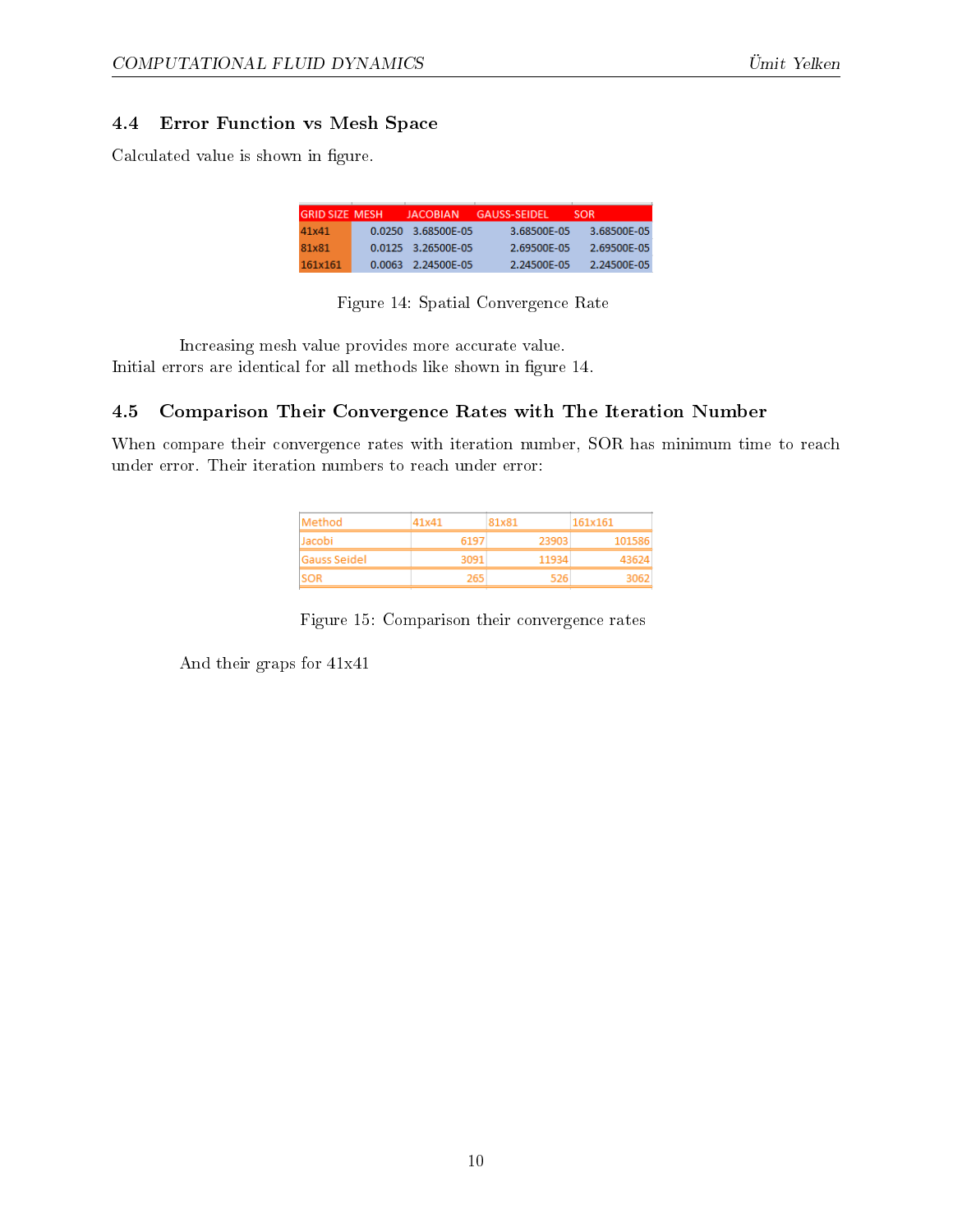### 4.4 Error Function vs Mesh Space

Calculated value is shown in figure.

| GRID SIZE | MESH | JACOBIAN | GAUSS-SEIDEL | SOR |
|---|---|---|---|---|
| 41x41 | 0.0250 | 3.68500E-05 | 3.68500E-05 | 3.68500E-05 |
| 81x81 | 0.0125 | 3.26500E-05 | 2.69500E-05 | 2.69500E-05 |
| 161x161 | 0.0063 | 2.24500E-05 | 2.24500E-05 | 2.24500E-05 |

Figure 14: Spatial Convergence Rate

Increasing mesh value provides more accurate value.
Initial errors are identical for all methods like shown in figure 14.

### 4.5 Comparison Their Convergence Rates with The Iteration Number

When compare their convergence rates with iteration number, SOR has minimum time to reach under error. Their iteration numbers to reach under error:

| Method | 41x41 | 81x81 | 161x161 |
|---|---|---|---|
| Jacobi | 6197 | 23903 | 101586 |
| Gauss Seidel | 3091 | 11934 | 43624 |
| SOR | 265 | 526 | 3062 |

Figure 15: Comparison their convergence rates

And their graps for 41x41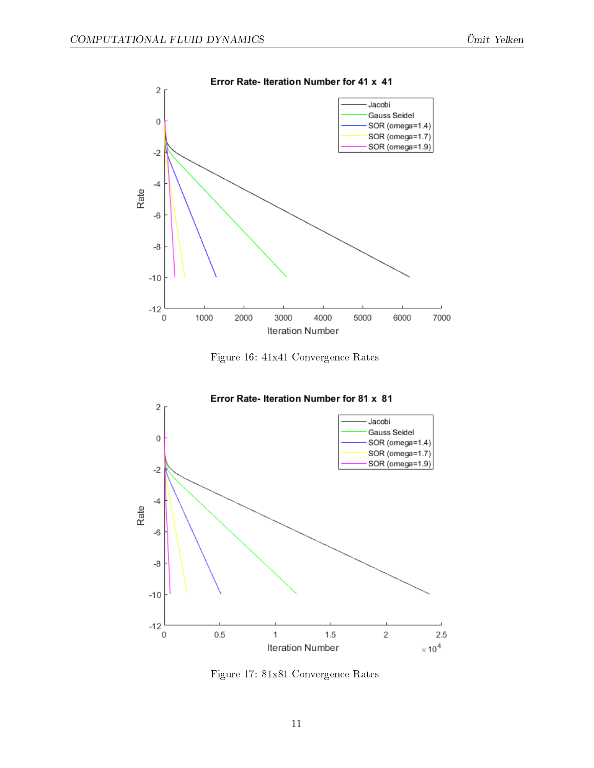Figure 16: 41x41 Convergence Rates

Figure 17: 81x81 Convergence Rates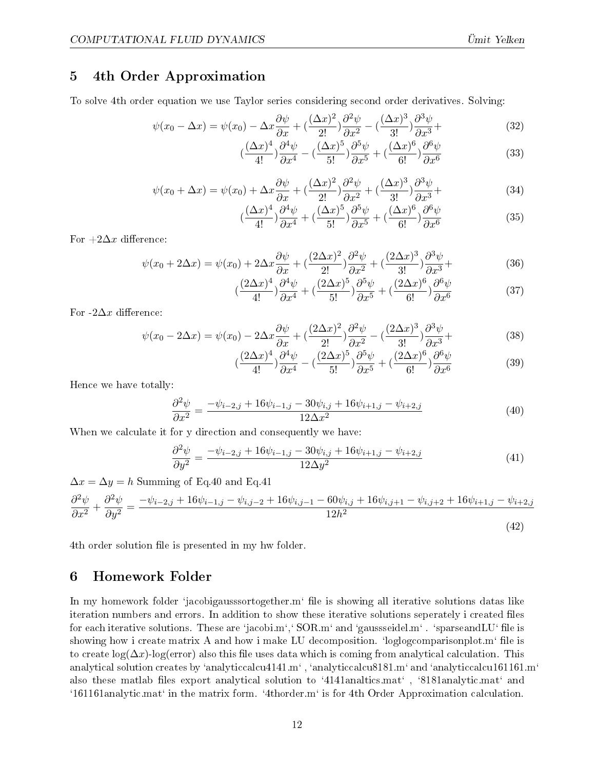## 5 4th Order Approximation

To solve 4th order equation we use Taylor series considering second order derivatives. Solving:

$$\psi(x_0 - \Delta x) = \psi(x_0) - \Delta x\frac{\partial \psi}{\partial x} + (\frac{(\Delta x)^2}{2!})\frac{\partial^2 \psi}{\partial x^2} - (\frac{(\Delta x)^3}{3!})\frac{\partial^3 \psi}{\partial x^3} + \tag{32}$$

$$(\frac{(\Delta x)^4}{4!})\frac{\partial^4 \psi}{\partial x^4} - (\frac{(\Delta x)^5}{5!})\frac{\partial^5 \psi}{\partial x^5} + (\frac{(\Delta x)^6}{6!})\frac{\partial^6 \psi}{\partial x^6} \tag{33}$$

$$\psi(x_0 + \Delta x) = \psi(x_0) + \Delta x\frac{\partial \psi}{\partial x} + (\frac{(\Delta x)^2}{2!})\frac{\partial^2 \psi}{\partial x^2} + (\frac{(\Delta x)^3}{3!})\frac{\partial^3 \psi}{\partial x^3} + \tag{34}$$

$$(\frac{(\Delta x)^4}{4!})\frac{\partial^4 \psi}{\partial x^4} + (\frac{(\Delta x)^5}{5!})\frac{\partial^5 \psi}{\partial x^5} + (\frac{(\Delta x)^6}{6!})\frac{\partial^6 \psi}{\partial x^6} \tag{35}$$

For $+2\Delta x$ difference:

$$\psi(x_0 + 2\Delta x) = \psi(x_0) + 2\Delta x\frac{\partial \psi}{\partial x} + (\frac{(2\Delta x)^2}{2!})\frac{\partial^2 \psi}{\partial x^2} + (\frac{(2\Delta x)^3}{3!})\frac{\partial^3 \psi}{\partial x^3} + \tag{36}$$

$$(\frac{(2\Delta x)^4}{4!})\frac{\partial^4 \psi}{\partial x^4} + (\frac{(2\Delta x)^5}{5!})\frac{\partial^5 \psi}{\partial x^5} + (\frac{(2\Delta x)^6}{6!})\frac{\partial^6 \psi}{\partial x^6} \tag{37}$$

For -$2\Delta x$ difference:

$$\psi(x_0 - 2\Delta x) = \psi(x_0) - 2\Delta x\frac{\partial \psi}{\partial x} + (\frac{(2\Delta x)^2}{2!})\frac{\partial^2 \psi}{\partial x^2} - (\frac{(2\Delta x)^3}{3!})\frac{\partial^3 \psi}{\partial x^3} + \tag{38}$$

$$(\frac{(2\Delta x)^4}{4!})\frac{\partial^4 \psi}{\partial x^4} - (\frac{(2\Delta x)^5}{5!})\frac{\partial^5 \psi}{\partial x^5} + (\frac{(2\Delta x)^6}{6!})\frac{\partial^6 \psi}{\partial x^6} \tag{39}$$

Hence we have totally:

$$\frac{\partial^2 \psi}{\partial x^2} = \frac{-\psi_{i-2,j} + 16\psi_{i-1,j} - 30\psi_{i,j} + 16\psi_{i+1,j} - \psi_{i+2,j}}{12\Delta x^2} \tag{40}$$

When we calculate it for y direction and consequently we have:

$$\frac{\partial^2 \psi}{\partial y^2} = \frac{-\psi_{i-2,j} + 16\psi_{i-1,j} - 30\psi_{i,j} + 16\psi_{i+1,j} - \psi_{i+2,j}}{12\Delta y^2} \tag{41}$$

$\Delta x = \Delta y = h$ Summing of Eq.40 and Eq.41

$$\frac{\partial^2 \psi}{\partial x^2} + \frac{\partial^2 \psi}{\partial y^2} = \frac{-\psi_{i-2,j} + 16\psi_{i-1,j} - \psi_{i,j-2} + 16\psi_{i,j-1} - 60\psi_{i,j} + 16\psi_{i,j+1} - \psi_{i,j+2} + 16\psi_{i+1,j} - \psi_{i+2,j}}{12h^2} \tag{42}$$

4th order solution file is presented in my hw folder.

## 6 Homework Folder

In my homework folder 'jacobigausssortogether.m' file is showing all iterative solutions datas like iteration numbers and errors. In addition to show these iterative solutions seperately i created files for each iterative solutions. These are 'jacobi.m',' SOR.m' and 'gaussseidel.m' . 'sparseandLU' file is showing how i create matrix A and how i make LU decomposition. 'loglogcomparisonplot.m' file is to create log($\Delta x$)-log(error) also this file uses data which is coming from analytical calculation. This analytical solution creates by 'analyticcalcu4141.m' , 'analyticcalcu8181.m' and 'analyticcalcu161161.m' also these matlab files export analytical solution to '4141analtics.mat' , '8181analytic.mat' and '161161analytic.mat' in the matrix form. '4thorder.m' is for 4th Order Approximation calculation.